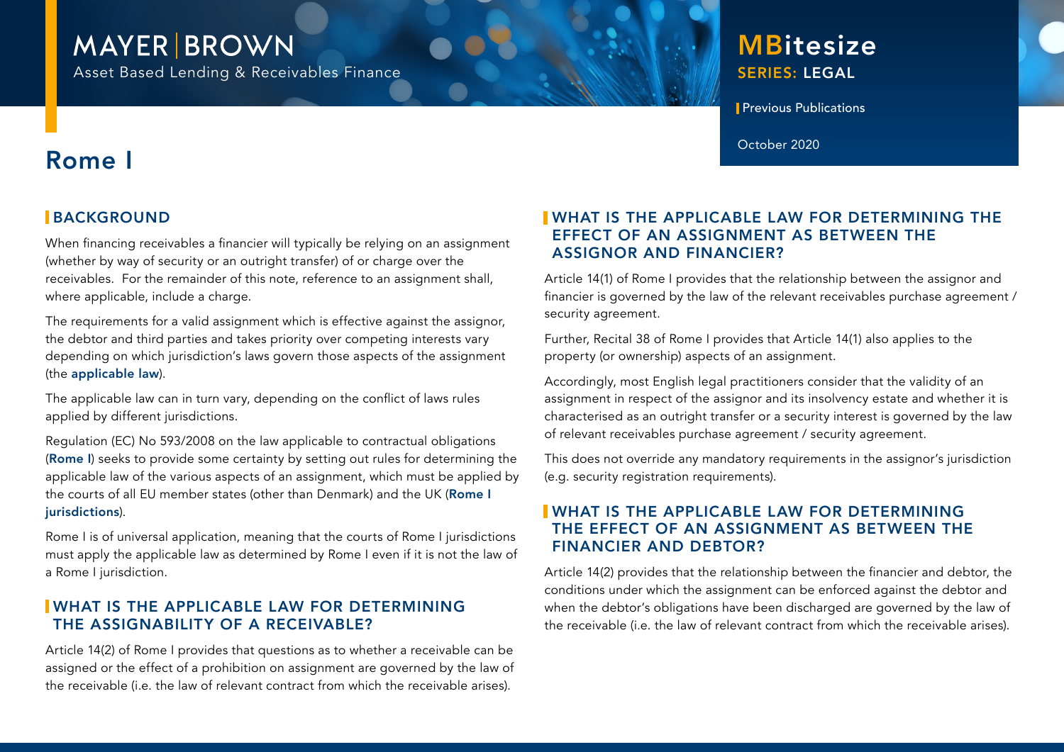MAYER | BROWN

Asset Based Lending & Receivables Finance

**MBitesize**
SERIES: LEGAL

Previous Publications

October 2020

# Rome I

## BACKGROUND

When financing receivables a financier will typically be relying on an assignment (whether by way of security or an outright transfer) of or charge over the receivables. For the remainder of this note, reference to an assignment shall, where applicable, include a charge.

The requirements for a valid assignment which is effective against the assignor, the debtor and third parties and takes priority over competing interests vary depending on which jurisdiction's laws govern those aspects of the assignment (the **applicable law**).

The applicable law can in turn vary, depending on the conflict of laws rules applied by different jurisdictions.

Regulation (EC) No 593/2008 on the law applicable to contractual obligations (**Rome I**) seeks to provide some certainty by setting out rules for determining the applicable law of the various aspects of an assignment, which must be applied by the courts of all EU member states (other than Denmark) and the UK (**Rome I jurisdictions**).

Rome I is of universal application, meaning that the courts of Rome I jurisdictions must apply the applicable law as determined by Rome I even if it is not the law of a Rome I jurisdiction.

## WHAT IS THE APPLICABLE LAW FOR DETERMINING THE ASSIGNABILITY OF A RECEIVABLE?

Article 14(2) of Rome I provides that questions as to whether a receivable can be assigned or the effect of a prohibition on assignment are governed by the law of the receivable (i.e. the law of relevant contract from which the receivable arises).

## WHAT IS THE APPLICABLE LAW FOR DETERMINING THE EFFECT OF AN ASSIGNMENT AS BETWEEN THE ASSIGNOR AND FINANCIER?

Article 14(1) of Rome I provides that the relationship between the assignor and financier is governed by the law of the relevant receivables purchase agreement / security agreement.

Further, Recital 38 of Rome I provides that Article 14(1) also applies to the property (or ownership) aspects of an assignment.

Accordingly, most English legal practitioners consider that the validity of an assignment in respect of the assignor and its insolvency estate and whether it is characterised as an outright transfer or a security interest is governed by the law of relevant receivables purchase agreement / security agreement.

This does not override any mandatory requirements in the assignor's jurisdiction (e.g. security registration requirements).

## WHAT IS THE APPLICABLE LAW FOR DETERMINING THE EFFECT OF AN ASSIGNMENT AS BETWEEN THE FINANCIER AND DEBTOR?

Article 14(2) provides that the relationship between the financier and debtor, the conditions under which the assignment can be enforced against the debtor and when the debtor's obligations have been discharged are governed by the law of the receivable (i.e. the law of relevant contract from which the receivable arises).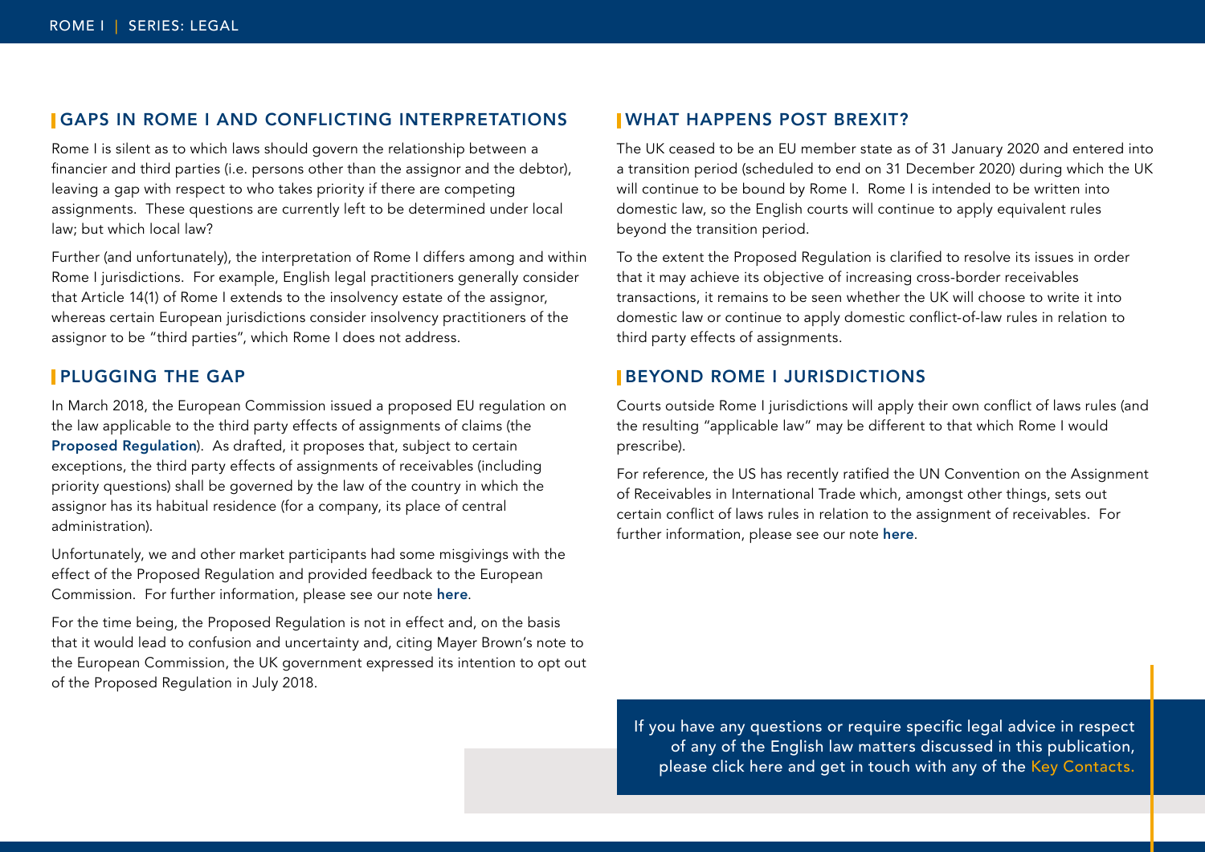## GAPS IN ROME I AND CONFLICTING INTERPRETATIONS

Rome I is silent as to which laws should govern the relationship between a financier and third parties (i.e. persons other than the assignor and the debtor), leaving a gap with respect to who takes priority if there are competing assignments. These questions are currently left to be determined under local law; but which local law?

Further (and unfortunately), the interpretation of Rome I differs among and within Rome I jurisdictions. For example, English legal practitioners generally consider that Article 14(1) of Rome I extends to the insolvency estate of the assignor, whereas certain European jurisdictions consider insolvency practitioners of the assignor to be "third parties", which Rome I does not address.

## PLUGGING THE GAP

In March 2018, the European Commission issued a proposed EU regulation on the law applicable to the third party effects of assignments of claims (the **Proposed Regulation**). As drafted, it proposes that, subject to certain exceptions, the third party effects of assignments of receivables (including priority questions) shall be governed by the law of the country in which the assignor has its habitual residence (for a company, its place of central administration).

Unfortunately, we and other market participants had some misgivings with the effect of the Proposed Regulation and provided feedback to the European Commission. For further information, please see our note **here**.

For the time being, the Proposed Regulation is not in effect and, on the basis that it would lead to confusion and uncertainty and, citing Mayer Brown's note to the European Commission, the UK government expressed its intention to opt out of the Proposed Regulation in July 2018.

## WHAT HAPPENS POST BREXIT?

The UK ceased to be an EU member state as of 31 January 2020 and entered into a transition period (scheduled to end on 31 December 2020) during which the UK will continue to be bound by Rome I. Rome I is intended to be written into domestic law, so the English courts will continue to apply equivalent rules beyond the transition period.

To the extent the Proposed Regulation is clarified to resolve its issues in order that it may achieve its objective of increasing cross-border receivables transactions, it remains to be seen whether the UK will choose to write it into domestic law or continue to apply domestic conflict-of-law rules in relation to third party effects of assignments.

## BEYOND ROME I JURISDICTIONS

Courts outside Rome I jurisdictions will apply their own conflict of laws rules (and the resulting "applicable law" may be different to that which Rome I would prescribe).

For reference, the US has recently ratified the UN Convention on the Assignment of Receivables in International Trade which, amongst other things, sets out certain conflict of laws rules in relation to the assignment of receivables. For further information, please see our note **here**.

If you have any questions or require specific legal advice in respect of any of the English law matters discussed in this publication, please click here and get in touch with any of the Key Contacts.